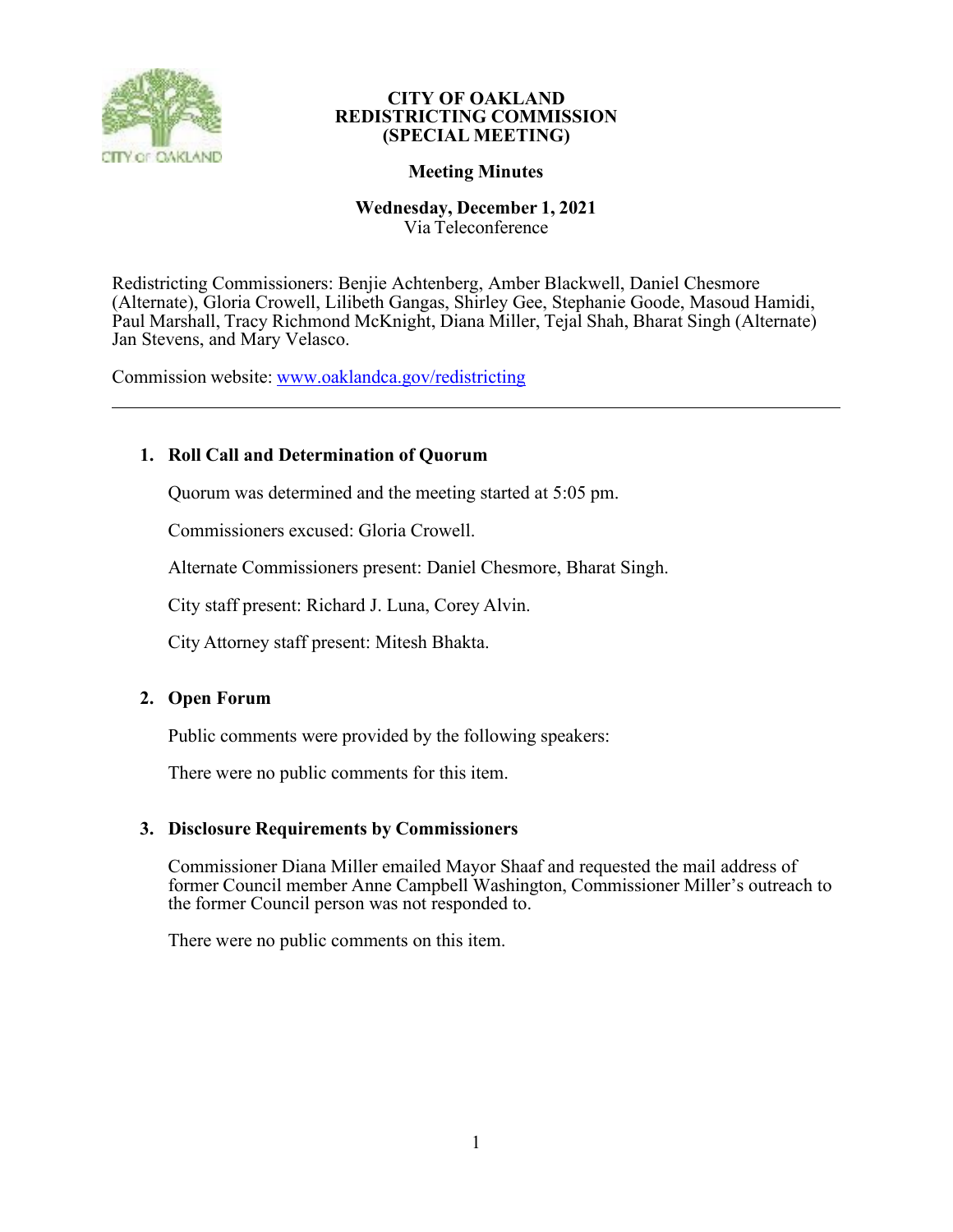# CITY OF OAKLAND
# REDISTRICTING COMMISSION
# (SPECIAL MEETING)

## Meeting Minutes

**Wednesday, December 1, 2021**
Via Teleconference

Redistricting Commissioners: Benjie Achtenberg, Amber Blackwell, Daniel Chesmore (Alternate), Gloria Crowell, Lilibeth Gangas, Shirley Gee, Stephanie Goode, Masoud Hamidi, Paul Marshall, Tracy Richmond McKnight, Diana Miller, Tejal Shah, Bharat Singh (Alternate) Jan Stevens, and Mary Velasco.

Commission website: www.oaklandca.gov/redistricting

---

### 1. Roll Call and Determination of Quorum

Quorum was determined and the meeting started at 5:05 pm.

Commissioners excused: Gloria Crowell.

Alternate Commissioners present: Daniel Chesmore, Bharat Singh.

City staff present: Richard J. Luna, Corey Alvin.

City Attorney staff present: Mitesh Bhakta.

### 2. Open Forum

Public comments were provided by the following speakers:

There were no public comments for this item.

### 3. Disclosure Requirements by Commissioners

Commissioner Diana Miller emailed Mayor Shaaf and requested the mail address of former Council member Anne Campbell Washington, Commissioner Miller's outreach to the former Council person was not responded to.

There were no public comments on this item.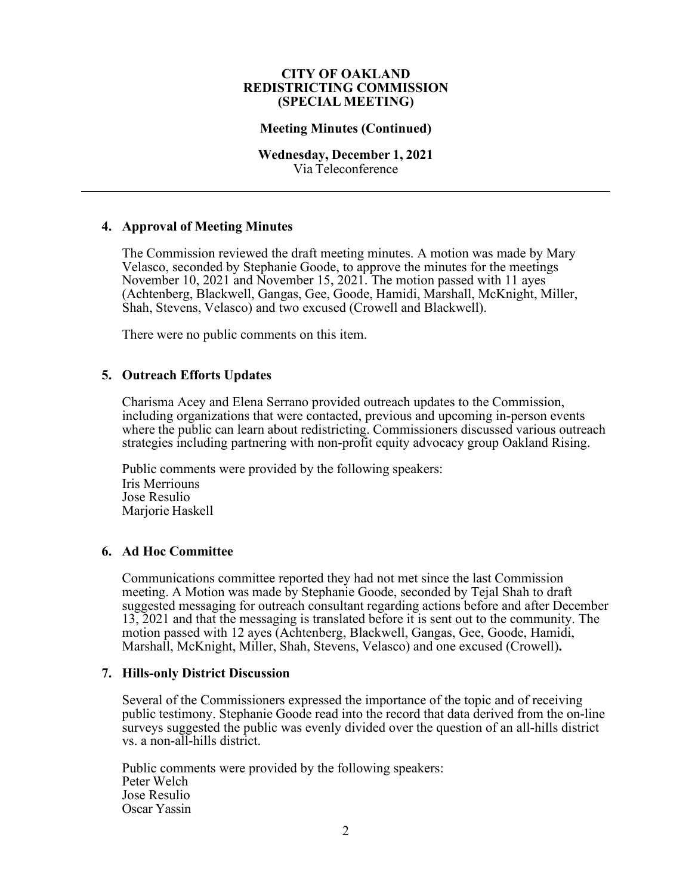**CITY OF OAKLAND**
**REDISTRICTING COMMISSION**
**(SPECIAL MEETING)**

**Meeting Minutes (Continued)**

**Wednesday, December 1, 2021**
Via Teleconference

---

## 4. Approval of Meeting Minutes

The Commission reviewed the draft meeting minutes. A motion was made by Mary Velasco, seconded by Stephanie Goode, to approve the minutes for the meetings November 10, 2021 and November 15, 2021. The motion passed with 11 ayes (Achtenberg, Blackwell, Gangas, Gee, Goode, Hamidi, Marshall, McKnight, Miller, Shah, Stevens, Velasco) and two excused (Crowell and Blackwell).

There were no public comments on this item.

## 5. Outreach Efforts Updates

Charisma Acey and Elena Serrano provided outreach updates to the Commission, including organizations that were contacted, previous and upcoming in-person events where the public can learn about redistricting. Commissioners discussed various outreach strategies including partnering with non-profit equity advocacy group Oakland Rising.

Public comments were provided by the following speakers:
Iris Merriouns
Jose Resulio
Marjorie Haskell

## 6. Ad Hoc Committee

Communications committee reported they had not met since the last Commission meeting. A Motion was made by Stephanie Goode, seconded by Tejal Shah to draft suggested messaging for outreach consultant regarding actions before and after December 13, 2021 and that the messaging is translated before it is sent out to the community. The motion passed with 12 ayes (Achtenberg, Blackwell, Gangas, Gee, Goode, Hamidi, Marshall, McKnight, Miller, Shah, Stevens, Velasco) and one excused (Crowell)**.**

## 7. Hills-only District Discussion

Several of the Commissioners expressed the importance of the topic and of receiving public testimony. Stephanie Goode read into the record that data derived from the on-line surveys suggested the public was evenly divided over the question of an all-hills district vs. a non-all-hills district.

Public comments were provided by the following speakers:
Peter Welch
Jose Resulio
Oscar Yassin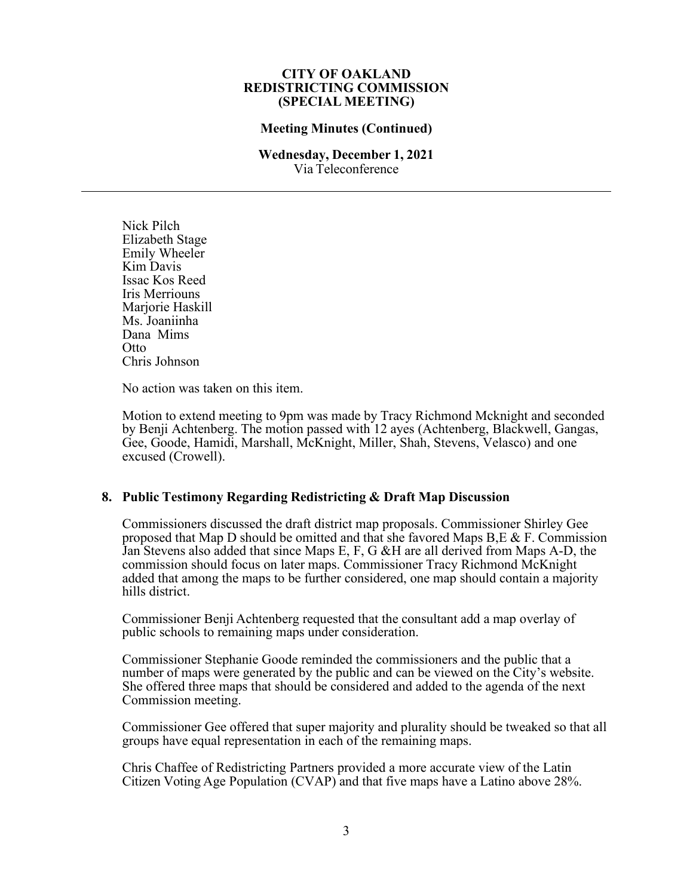Nick Pilch
Elizabeth Stage
Emily Wheeler
Kim Davis
Issac Kos Reed
Iris Merriouns
Marjorie Haskill
Ms. Joaniinha
Dana Mims
Otto
Chris Johnson

No action was taken on this item.

Motion to extend meeting to 9pm was made by Tracy Richmond Mcknight and seconded by Benji Achtenberg. The motion passed with 12 ayes (Achtenberg, Blackwell, Gangas, Gee, Goode, Hamidi, Marshall, McKnight, Miller, Shah, Stevens, Velasco) and one excused (Crowell).

## 8. Public Testimony Regarding Redistricting & Draft Map Discussion

Commissioners discussed the draft district map proposals. Commissioner Shirley Gee proposed that Map D should be omitted and that she favored Maps B,E & F. Commission Jan Stevens also added that since Maps E, F, G &H are all derived from Maps A-D, the commission should focus on later maps. Commissioner Tracy Richmond McKnight added that among the maps to be further considered, one map should contain a majority hills district.

Commissioner Benji Achtenberg requested that the consultant add a map overlay of public schools to remaining maps under consideration.

Commissioner Stephanie Goode reminded the commissioners and the public that a number of maps were generated by the public and can be viewed on the City's website. She offered three maps that should be considered and added to the agenda of the next Commission meeting.

Commissioner Gee offered that super majority and plurality should be tweaked so that all groups have equal representation in each of the remaining maps.

Chris Chaffee of Redistricting Partners provided a more accurate view of the Latin Citizen Voting Age Population (CVAP) and that five maps have a Latino above 28%.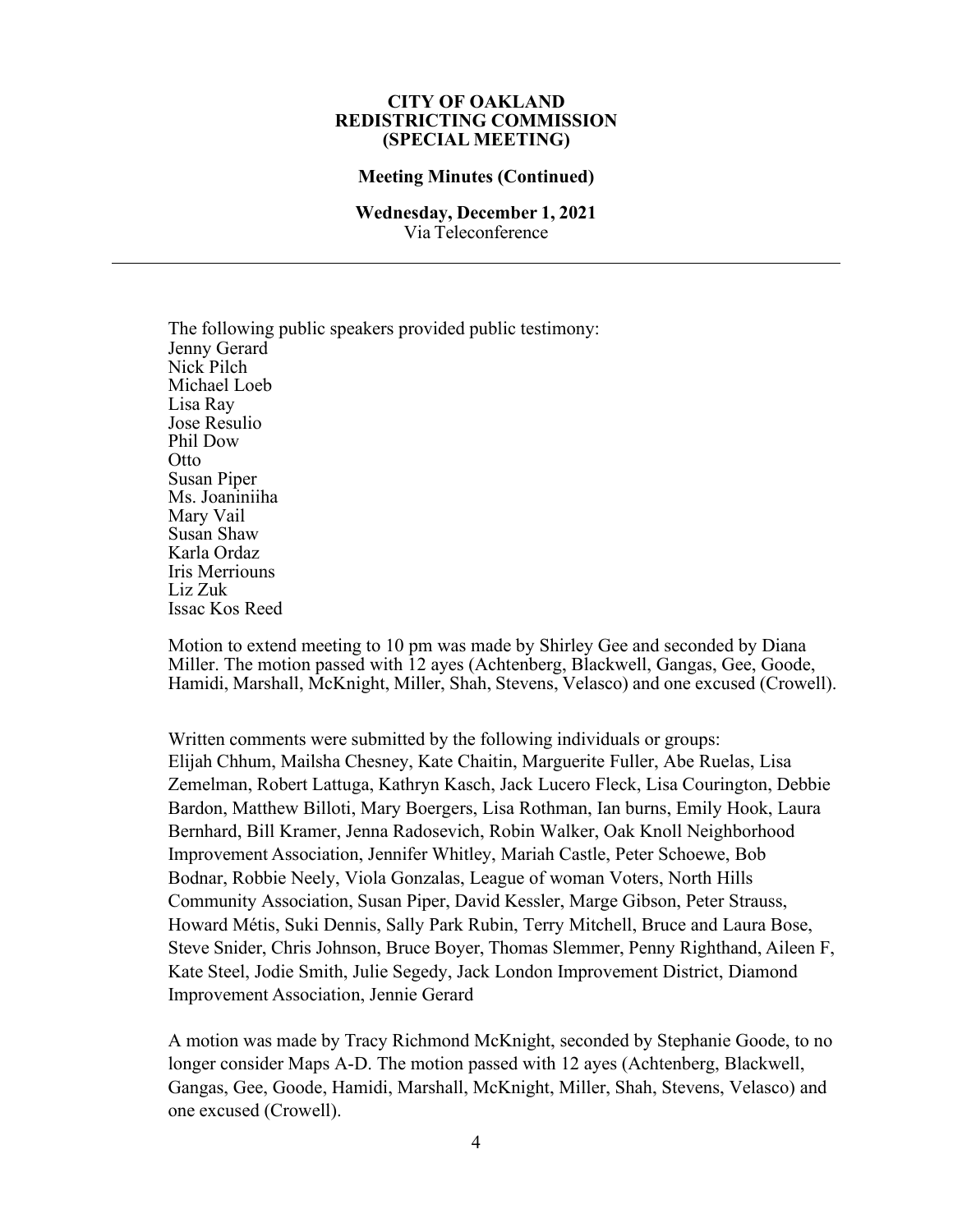**CITY OF OAKLAND**
**REDISTRICTING COMMISSION**
**(SPECIAL MEETING)**

**Meeting Minutes (Continued)**

**Wednesday, December 1, 2021**
Via Teleconference

---

The following public speakers provided public testimony:
Jenny Gerard
Nick Pilch
Michael Loeb
Lisa Ray
Jose Resulio
Phil Dow
Otto
Susan Piper
Ms. Joaniniiha
Mary Vail
Susan Shaw
Karla Ordaz
Iris Merriouns
Liz Zuk
Issac Kos Reed

Motion to extend meeting to 10 pm was made by Shirley Gee and seconded by Diana Miller. The motion passed with 12 ayes (Achtenberg, Blackwell, Gangas, Gee, Goode, Hamidi, Marshall, McKnight, Miller, Shah, Stevens, Velasco) and one excused (Crowell).

Written comments were submitted by the following individuals or groups: Elijah Chhum, Mailsha Chesney, Kate Chaitin, Marguerite Fuller, Abe Ruelas, Lisa Zemelman, Robert Lattuga, Kathryn Kasch, Jack Lucero Fleck, Lisa Courington, Debbie Bardon, Matthew Billoti, Mary Boergers, Lisa Rothman, Ian burns, Emily Hook, Laura Bernhard, Bill Kramer, Jenna Radosevich, Robin Walker, Oak Knoll Neighborhood Improvement Association, Jennifer Whitley, Mariah Castle, Peter Schoewe, Bob Bodnar, Robbie Neely, Viola Gonzalas, League of woman Voters, North Hills Community Association, Susan Piper, David Kessler, Marge Gibson, Peter Strauss, Howard Métis, Suki Dennis, Sally Park Rubin, Terry Mitchell, Bruce and Laura Bose, Steve Snider, Chris Johnson, Bruce Boyer, Thomas Slemmer, Penny Righthand, Aileen F, Kate Steel, Jodie Smith, Julie Segedy, Jack London Improvement District, Diamond Improvement Association, Jennie Gerard

A motion was made by Tracy Richmond McKnight, seconded by Stephanie Goode, to no longer consider Maps A-D. The motion passed with 12 ayes (Achtenberg, Blackwell, Gangas, Gee, Goode, Hamidi, Marshall, McKnight, Miller, Shah, Stevens, Velasco) and one excused (Crowell).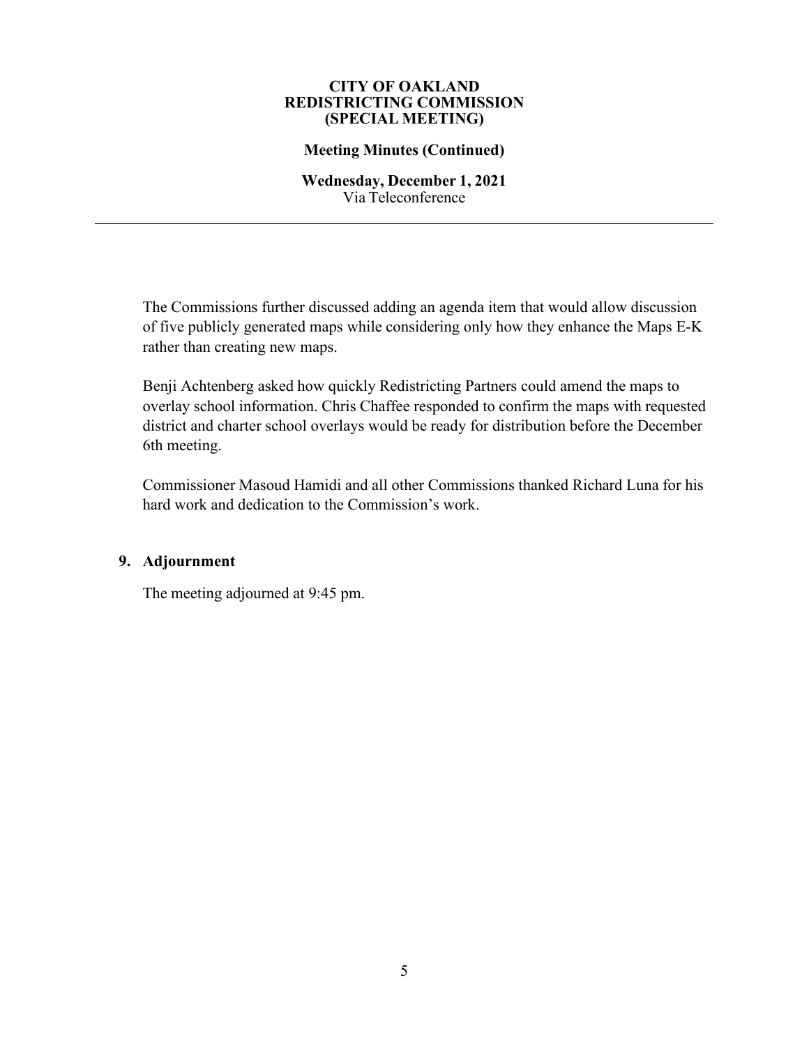**CITY OF OAKLAND**
**REDISTRICTING COMMISSION**
**(SPECIAL MEETING)**

**Meeting Minutes (Continued)**

**Wednesday, December 1, 2021**
Via Teleconference

---

The Commissions further discussed adding an agenda item that would allow discussion of five publicly generated maps while considering only how they enhance the Maps E-K rather than creating new maps.

Benji Achtenberg asked how quickly Redistricting Partners could amend the maps to overlay school information. Chris Chaffee responded to confirm the maps with requested district and charter school overlays would be ready for distribution before the December 6th meeting.

Commissioner Masoud Hamidi and all other Commissions thanked Richard Luna for his hard work and dedication to the Commission's work.

## 9. Adjournment

The meeting adjourned at 9:45 pm.